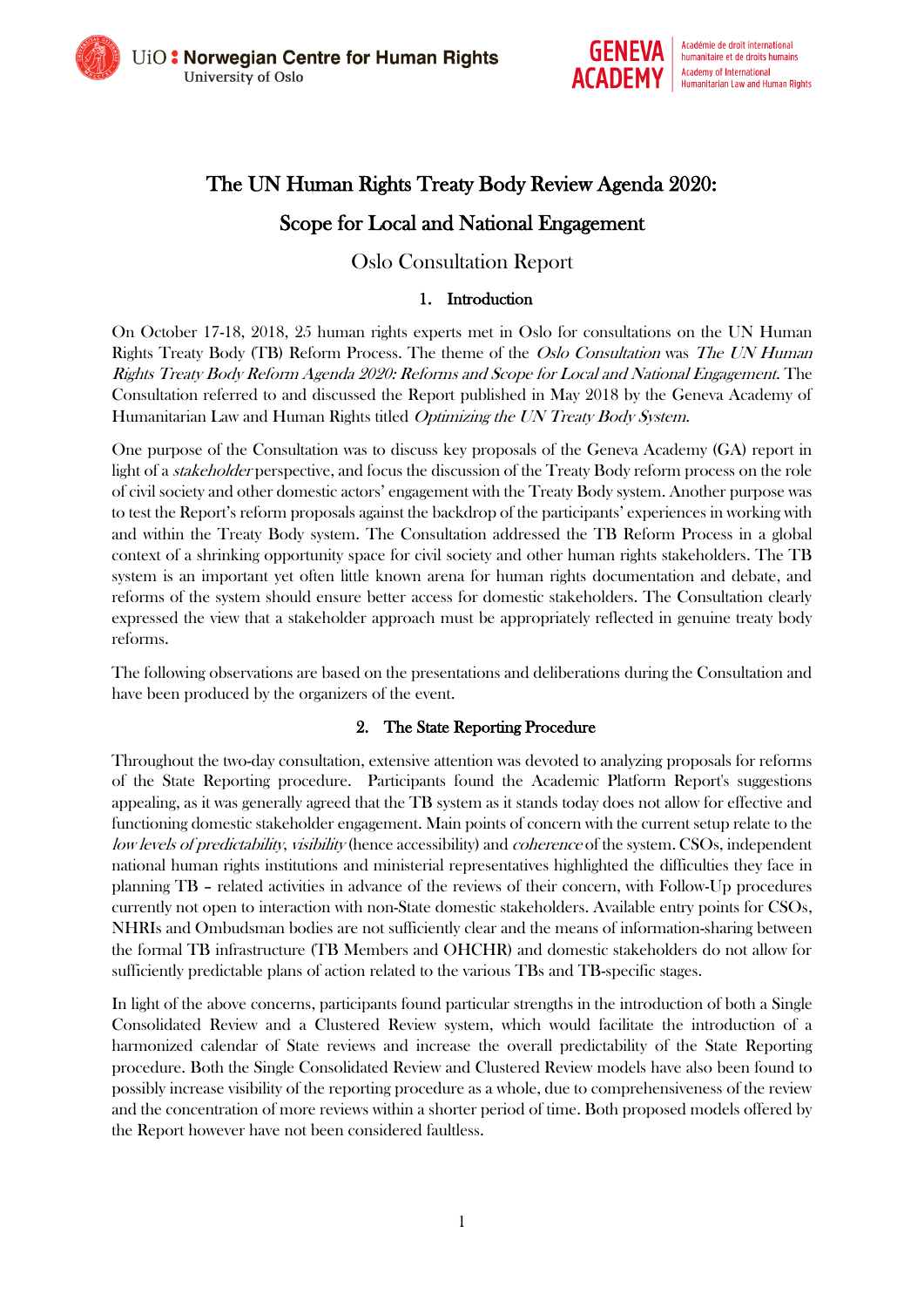# The UN Human Rights Treaty Body Review Agenda 2020:

# Scope for Local and National Engagement

## Oslo Consultation Report

### 1. Introduction

On October 17-18, 2018, 25 human rights experts met in Oslo for consultations on the UN Human Rights Treaty Body (TB) Reform Process. The theme of the *Oslo Consultation* was *The UN Human Rights Treaty Body Reform Agenda 2020: Reforms and Scope for Local and National Engagement.* The Consultation referred to and discussed the Report published in May 2018 by the Geneva Academy of Humanitarian Law and Human Rights titled *Optimizing the UN Treaty Body System.*

One purpose of the Consultation was to discuss key proposals of the Geneva Academy (GA) report in light of a *stakeholder* perspective, and focus the discussion of the Treaty Body reform process on the role of civil society and other domestic actors' engagement with the Treaty Body system. Another purpose was to test the Report's reform proposals against the backdrop of the participants' experiences in working with and within the Treaty Body system. The Consultation addressed the TB Reform Process in a global context of a shrinking opportunity space for civil society and other human rights stakeholders. The TB system is an important yet often little known arena for human rights documentation and debate, and reforms of the system should ensure better access for domestic stakeholders. The Consultation clearly expressed the view that a stakeholder approach must be appropriately reflected in genuine treaty body reforms.

The following observations are based on the presentations and deliberations during the Consultation and have been produced by the organizers of the event.

### 2. The State Reporting Procedure

Throughout the two-day consultation, extensive attention was devoted to analyzing proposals for reforms of the State Reporting procedure. Participants found the Academic Platform Report's suggestions appealing, as it was generally agreed that the TB system as it stands today does not allow for effective and functioning domestic stakeholder engagement. Main points of concern with the current setup relate to the *low levels of predictability*, *visibility* (hence accessibility) and *coherence* of the system. CSOs, independent national human rights institutions and ministerial representatives highlighted the difficulties they face in planning TB – related activities in advance of the reviews of their concern, with Follow-Up procedures currently not open to interaction with non-State domestic stakeholders. Available entry points for CSOs, NHRIs and Ombudsman bodies are not sufficiently clear and the means of information-sharing between the formal TB infrastructure (TB Members and OHCHR) and domestic stakeholders do not allow for sufficiently predictable plans of action related to the various TBs and TB-specific stages.

In light of the above concerns, participants found particular strengths in the introduction of both a Single Consolidated Review and a Clustered Review system, which would facilitate the introduction of a harmonized calendar of State reviews and increase the overall predictability of the State Reporting procedure. Both the Single Consolidated Review and Clustered Review models have also been found to possibly increase visibility of the reporting procedure as a whole, due to comprehensiveness of the review and the concentration of more reviews within a shorter period of time. Both proposed models offered by the Report however have not been considered faultless.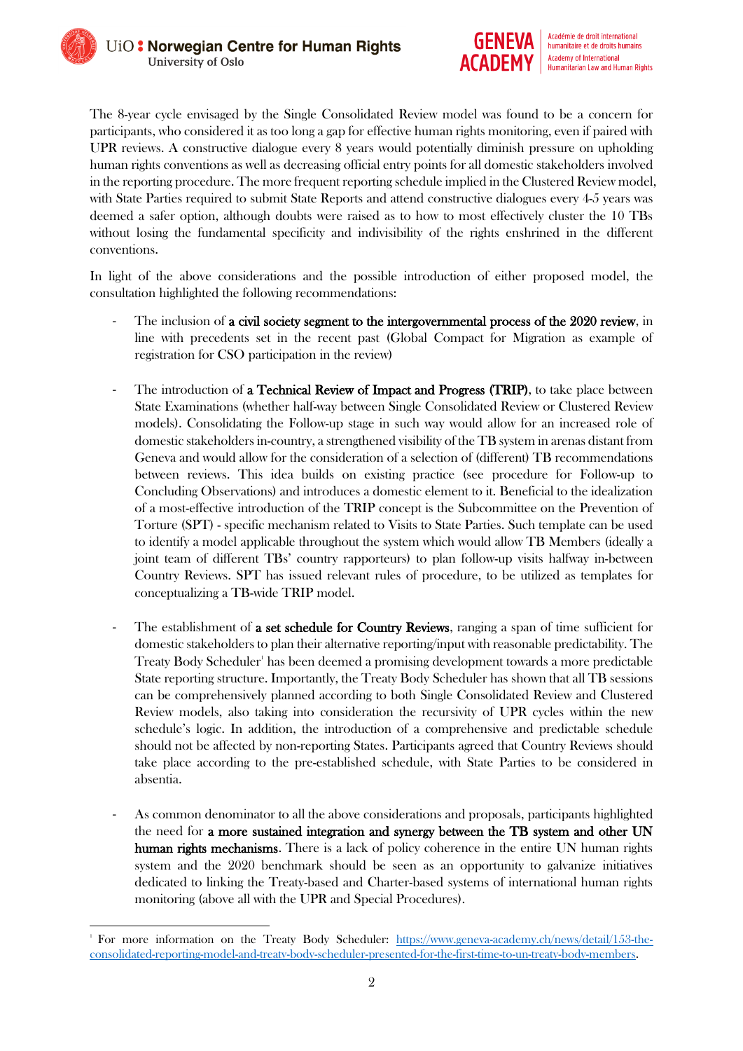The 8-year cycle envisaged by the Single Consolidated Review model was found to be a concern for participants, who considered it as too long a gap for effective human rights monitoring, even if paired with UPR reviews. A constructive dialogue every 8 years would potentially diminish pressure on upholding human rights conventions as well as decreasing official entry points for all domestic stakeholders involved in the reporting procedure. The more frequent reporting schedule implied in the Clustered Review model, with State Parties required to submit State Reports and attend constructive dialogues every 4-5 years was deemed a safer option, although doubts were raised as to how to most effectively cluster the 10 TBs without losing the fundamental specificity and indivisibility of the rights enshrined in the different conventions.

In light of the above considerations and the possible introduction of either proposed model, the consultation highlighted the following recommendations:

- The inclusion of **a civil society segment to the intergovernmental process of the 2020 review**, in line with precedents set in the recent past (Global Compact for Migration as example of registration for CSO participation in the review)

- The introduction of **a Technical Review of Impact and Progress (TRIP)**, to take place between State Examinations (whether half-way between Single Consolidated Review or Clustered Review models). Consolidating the Follow-up stage in such way would allow for an increased role of domestic stakeholders in-country, a strengthened visibility of the TB system in arenas distant from Geneva and would allow for the consideration of a selection of (different) TB recommendations between reviews. This idea builds on existing practice (see procedure for Follow-up to Concluding Observations) and introduces a domestic element to it. Beneficial to the idealization of a most-effective introduction of the TRIP concept is the Subcommittee on the Prevention of Torture (SPT) - specific mechanism related to Visits to State Parties. Such template can be used to identify a model applicable throughout the system which would allow TB Members (ideally a joint team of different TBs' country rapporteurs) to plan follow-up visits halfway in-between Country Reviews. SPT has issued relevant rules of procedure, to be utilized as templates for conceptualizing a TB-wide TRIP model.

- The establishment of **a set schedule for Country Reviews**, ranging a span of time sufficient for domestic stakeholders to plan their alternative reporting/input with reasonable predictability. The Treaty Body Scheduler[1] has been deemed a promising development towards a more predictable State reporting structure. Importantly, the Treaty Body Scheduler has shown that all TB sessions can be comprehensively planned according to both Single Consolidated Review and Clustered Review models, also taking into consideration the recursivity of UPR cycles within the new schedule's logic. In addition, the introduction of a comprehensive and predictable schedule should not be affected by non-reporting States. Participants agreed that Country Reviews should take place according to the pre-established schedule, with State Parties to be considered in absentia.

- As common denominator to all the above considerations and proposals, participants highlighted the need for **a more sustained integration and synergy between the TB system and other UN human rights mechanisms**. There is a lack of policy coherence in the entire UN human rights system and the 2020 benchmark should be seen as an opportunity to galvanize initiatives dedicated to linking the Treaty-based and Charter-based systems of international human rights monitoring (above all with the UPR and Special Procedures).

---

[1] For more information on the Treaty Body Scheduler: https://www.geneva-academy.ch/news/detail/153-the-consolidated-reporting-model-and-treaty-body-scheduler-presented-for-the-first-time-to-un-treaty-body-members.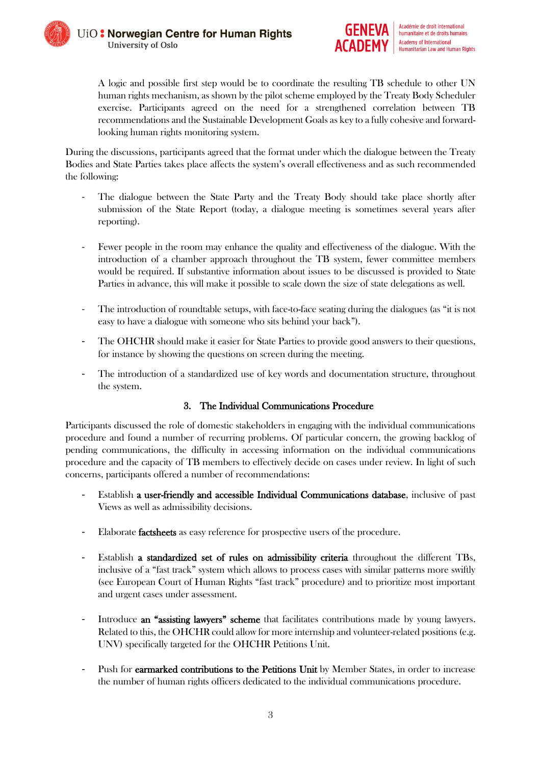A logic and possible first step would be to coordinate the resulting TB schedule to other UN human rights mechanism, as shown by the pilot scheme employed by the Treaty Body Scheduler exercise. Participants agreed on the need for a strengthened correlation between TB recommendations and the Sustainable Development Goals as key to a fully cohesive and forward-looking human rights monitoring system.

During the discussions, participants agreed that the format under which the dialogue between the Treaty Bodies and State Parties takes place affects the system's overall effectiveness and as such recommended the following:

- The dialogue between the State Party and the Treaty Body should take place shortly after submission of the State Report (today, a dialogue meeting is sometimes several years after reporting).

- Fewer people in the room may enhance the quality and effectiveness of the dialogue. With the introduction of a chamber approach throughout the TB system, fewer committee members would be required. If substantive information about issues to be discussed is provided to State Parties in advance, this will make it possible to scale down the size of state delegations as well.

- The introduction of roundtable setups, with face-to-face seating during the dialogues (as "it is not easy to have a dialogue with someone who sits behind your back").

- The OHCHR should make it easier for State Parties to provide good answers to their questions, for instance by showing the questions on screen during the meeting.

- The introduction of a standardized use of key words and documentation structure, throughout the system.

### 3. The Individual Communications Procedure

Participants discussed the role of domestic stakeholders in engaging with the individual communications procedure and found a number of recurring problems. Of particular concern, the growing backlog of pending communications, the difficulty in accessing information on the individual communications procedure and the capacity of TB members to effectively decide on cases under review. In light of such concerns, participants offered a number of recommendations:

- Establish **a user-friendly and accessible Individual Communications database**, inclusive of past Views as well as admissibility decisions.

- Elaborate **factsheets** as easy reference for prospective users of the procedure.

- Establish **a standardized set of rules on admissibility criteria** throughout the different TBs, inclusive of a "fast track" system which allows to process cases with similar patterns more swiftly (see European Court of Human Rights "fast track" procedure) and to prioritize most important and urgent cases under assessment.

- Introduce **an "assisting lawyers" scheme** that facilitates contributions made by young lawyers. Related to this, the OHCHR could allow for more internship and volunteer-related positions (e.g. UNV) specifically targeted for the OHCHR Petitions Unit.

- Push for **earmarked contributions to the Petitions Unit** by Member States, in order to increase the number of human rights officers dedicated to the individual communications procedure.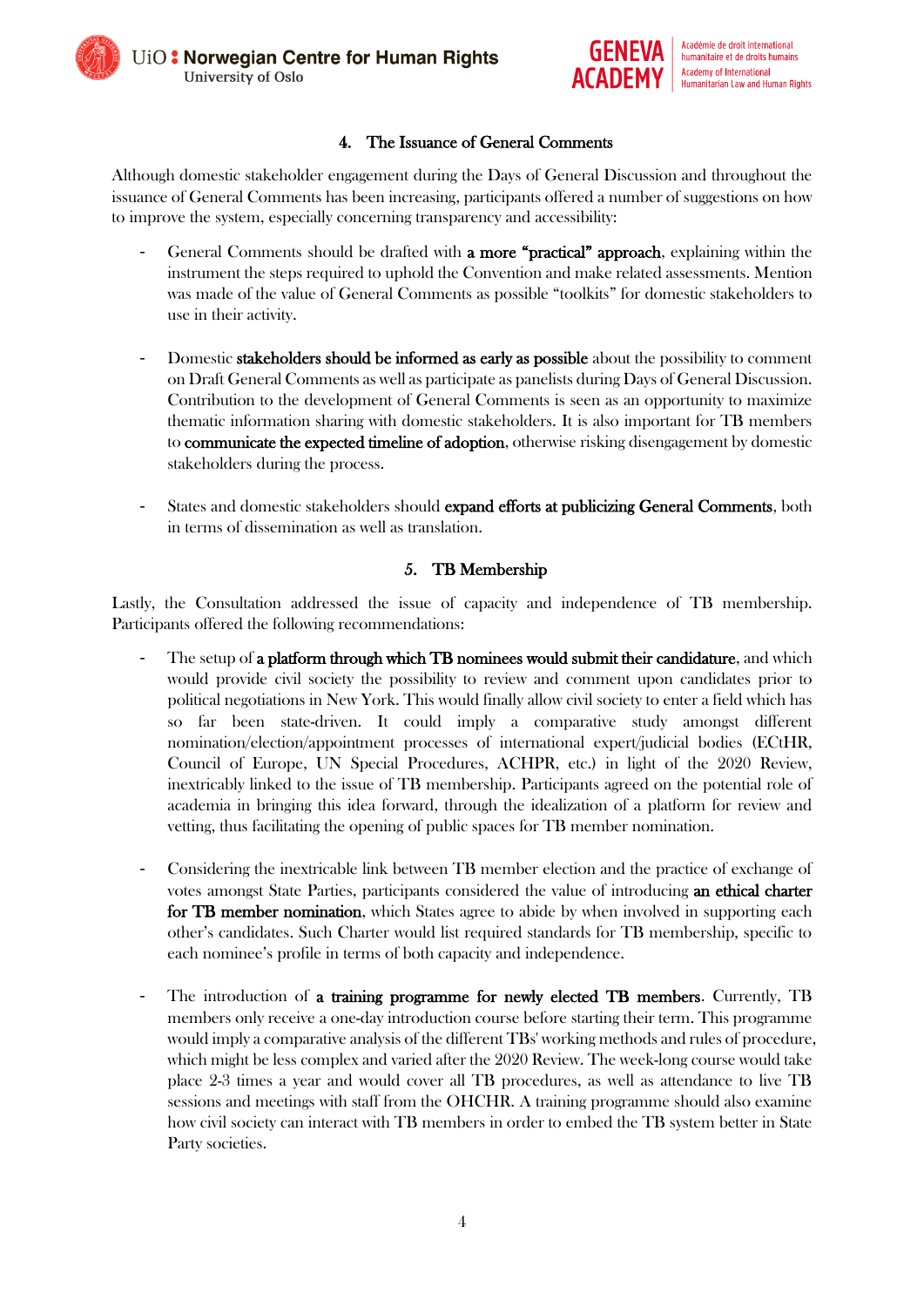## 4. The Issuance of General Comments

Although domestic stakeholder engagement during the Days of General Discussion and throughout the issuance of General Comments has been increasing, participants offered a number of suggestions on how to improve the system, especially concerning transparency and accessibility:

- General Comments should be drafted with **a more "practical" approach**, explaining within the instrument the steps required to uphold the Convention and make related assessments. Mention was made of the value of General Comments as possible "toolkits" for domestic stakeholders to use in their activity.

- Domestic **stakeholders should be informed as early as possible** about the possibility to comment on Draft General Comments as well as participate as panelists during Days of General Discussion. Contribution to the development of General Comments is seen as an opportunity to maximize thematic information sharing with domestic stakeholders. It is also important for TB members to **communicate the expected timeline of adoption**, otherwise risking disengagement by domestic stakeholders during the process.

- States and domestic stakeholders should **expand efforts at publicizing General Comments**, both in terms of dissemination as well as translation.

## 5. TB Membership

Lastly, the Consultation addressed the issue of capacity and independence of TB membership. Participants offered the following recommendations:

- The setup of **a platform through which TB nominees would submit their candidature**, and which would provide civil society the possibility to review and comment upon candidates prior to political negotiations in New York. This would finally allow civil society to enter a field which has so far been state-driven. It could imply a comparative study amongst different nomination/election/appointment processes of international expert/judicial bodies (ECtHR, Council of Europe, UN Special Procedures, ACHPR, etc.) in light of the 2020 Review, inextricably linked to the issue of TB membership. Participants agreed on the potential role of academia in bringing this idea forward, through the idealization of a platform for review and vetting, thus facilitating the opening of public spaces for TB member nomination.

- Considering the inextricable link between TB member election and the practice of exchange of votes amongst State Parties, participants considered the value of introducing **an ethical charter for TB member nomination**, which States agree to abide by when involved in supporting each other's candidates. Such Charter would list required standards for TB membership, specific to each nominee's profile in terms of both capacity and independence.

- The introduction of **a training programme for newly elected TB members**. Currently, TB members only receive a one-day introduction course before starting their term. This programme would imply a comparative analysis of the different TBs' working methods and rules of procedure, which might be less complex and varied after the 2020 Review. The week-long course would take place 2-3 times a year and would cover all TB procedures, as well as attendance to live TB sessions and meetings with staff from the OHCHR. A training programme should also examine how civil society can interact with TB members in order to embed the TB system better in State Party societies.